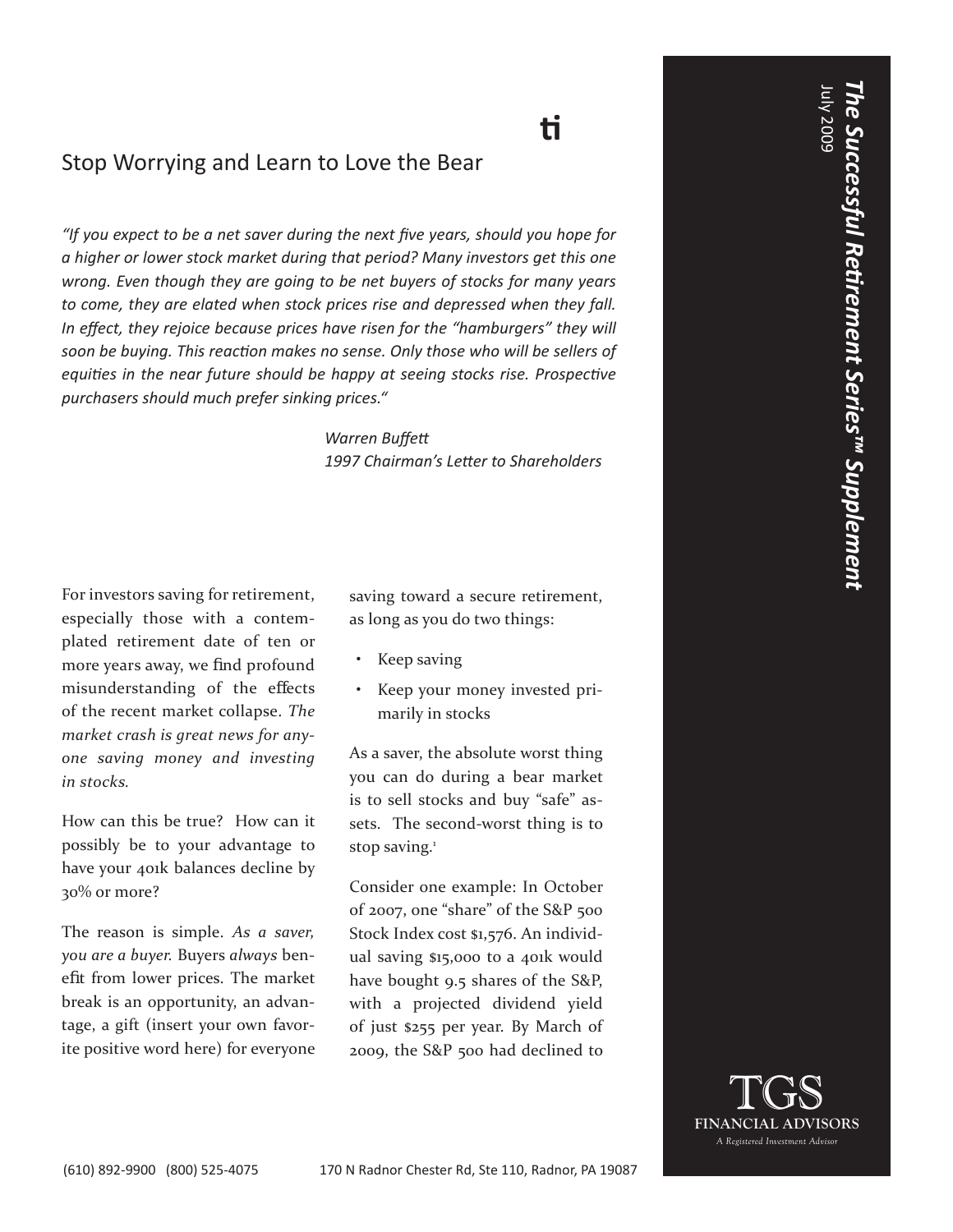# Stop Worrying and Learn to Love the Bear

*"If you expect to be a net saver during the next five years, should you hope for a higher or lower stock market during that period? Many investors get this one wrong. Even though they are going to be net buyers of stocks for many years to come, they are elated when stock prices rise and depressed when they fall. In effect, they rejoice because prices have risen for the "hamburgers" they will soon be buying. This reaction makes no sense. Only those who will be sellers of equities in the near future should be happy at seeing stocks rise. Prospective purchasers should much prefer sinking prices."*

*Warren Buffett*
*1997 Chairman's Letter to Shareholders*

For investors saving for retirement, especially those with a contemplated retirement date of ten or more years away, we find profound misunderstanding of the effects of the recent market collapse. *The market crash is great news for anyone saving money and investing in stocks.*

How can this be true? How can it possibly be to your advantage to have your 401k balances decline by 30% or more?

The reason is simple. *As a saver, you are a buyer.* Buyers *always* benefit from lower prices. The market break is an opportunity, an advantage, a gift (insert your own favorite positive word here) for everyone saving toward a secure retirement, as long as you do two things:

- Keep saving
- Keep your money invested primarily in stocks

As a saver, the absolute worst thing you can do during a bear market is to sell stocks and buy "safe" assets. The second-worst thing is to stop saving.[1]

Consider one example: In October of 2007, one "share" of the S&P 500 Stock Index cost $1,576. An individual saving $15,000 to a 401k would have bought 9.5 shares of the S&P, with a projected dividend yield of just $255 per year. By March of 2009, the S&P 500 had declined to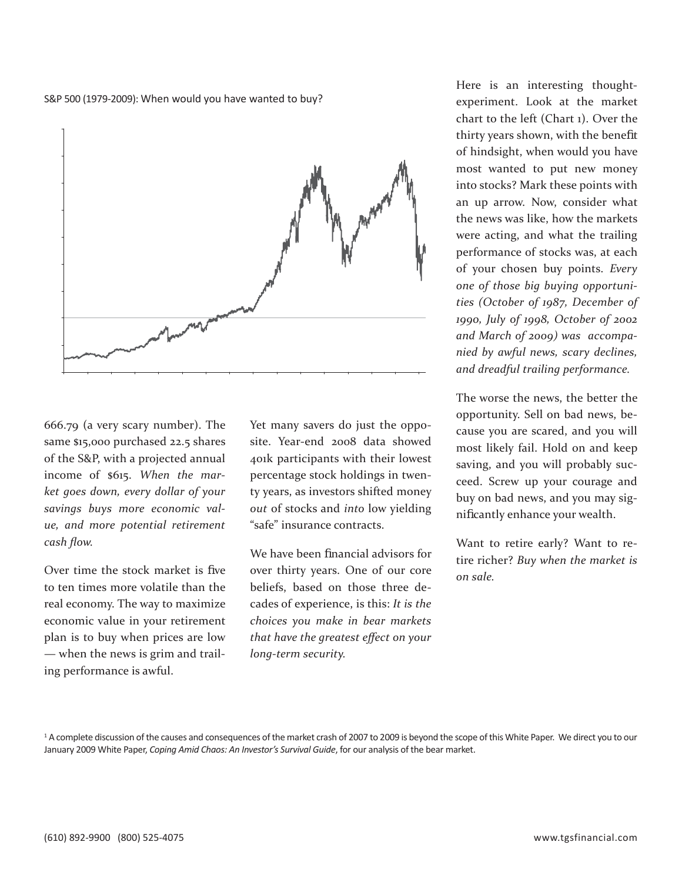S&P 500 (1979-2009): When would you have wanted to buy?

Here is an interesting thought-experiment. Look at the market chart to the left (Chart 1). Over the thirty years shown, with the benefit of hindsight, when would you have most wanted to put new money into stocks? Mark these points with an up arrow. Now, consider what the news was like, how the markets were acting, and what the trailing performance of stocks was, at each of your chosen buy points. *Every one of those big buying opportunities (October of 1987, December of 1990, July of 1998, October of 2002 and March of 2009) was accompanied by awful news, scary declines, and dreadful trailing performance.*

The worse the news, the better the opportunity. Sell on bad news, because you are scared, and you will most likely fail. Hold on and keep saving, and you will probably succeed. Screw up your courage and buy on bad news, and you may significantly enhance your wealth.

Want to retire early? Want to retire richer? *Buy when the market is on sale.*

666.79 (a very scary number). The same $15,000 purchased 22.5 shares of the S&P, with a projected annual income of $615. *When the market goes down, every dollar of your savings buys more economic value, and more potential retirement cash flow.*

Over time the stock market is five to ten times more volatile than the real economy. The way to maximize economic value in your retirement plan is to buy when prices are low — when the news is grim and trailing performance is awful.

Yet many savers do just the opposite. Year-end 2008 data showed 401k participants with their lowest percentage stock holdings in twenty years, as investors shifted money *out* of stocks and *into* low yielding "safe" insurance contracts.

We have been financial advisors for over thirty years. One of our core beliefs, based on those three decades of experience, is this: *It is the choices you make in bear markets that have the greatest effect on your long-term security.*

[1] A complete discussion of the causes and consequences of the market crash of 2007 to 2009 is beyond the scope of this White Paper. We direct you to our January 2009 White Paper, *Coping Amid Chaos: An Investor's Survival Guide*, for our analysis of the bear market.

(610) 892-9900 (800) 525-4075 www.tgsfinancial.com